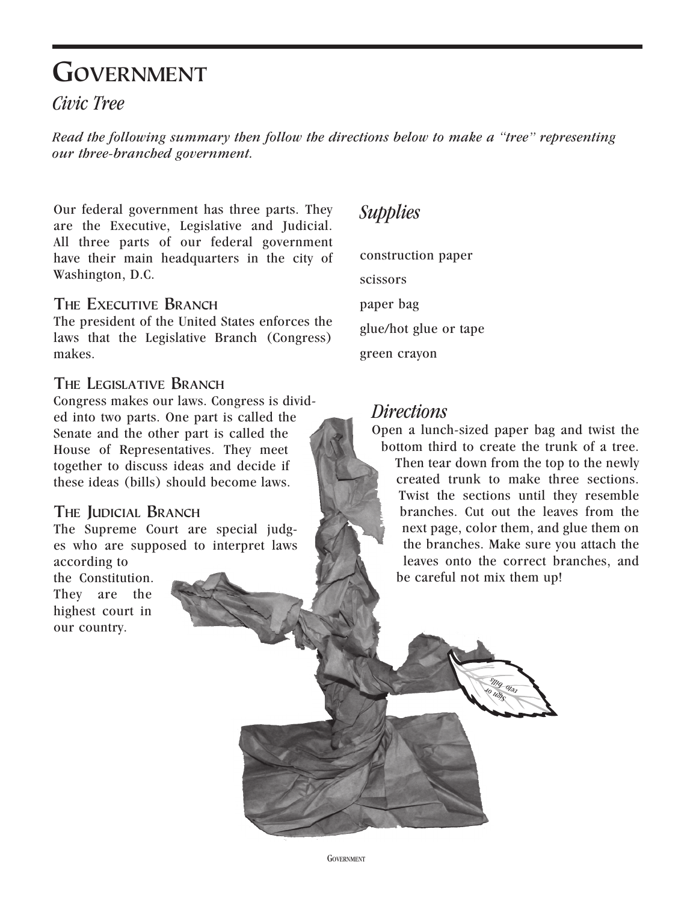# Government

## *Civic Tree*

*Read the following summary then follow the directions below to make a "tree" representing our three-branched government.*

Our federal government has three parts. They are the Executive, Legislative and Judicial. All three parts of our federal government have their main headquarters in the city of Washington, D.C.

### The Executive Branch

The president of the United States enforces the laws that the Legislative Branch (Congress) makes.

### The Legislative Branch

Congress makes our laws. Congress is divided into two parts. One part is called the Senate and the other part is called the House of Representatives. They meet together to discuss ideas and decide if these ideas (bills) should become laws.

### The Judicial Branch

The Supreme Court are special judges who are supposed to interpret laws according to the Constitution. They are the highest court in our country.

## *Supplies*

construction paper

scissors

paper bag

glue/hot glue or tape

green crayon

## *Directions*

Open a lunch-sized paper bag and twist the bottom third to create the trunk of a tree. Then tear down from the top to the newly created trunk to make three sections. Twist the sections until they resemble branches. Cut out the leaves from the next page, color them, and glue them on the branches. Make sure you attach the leaves onto the correct branches, and be careful not mix them up!

Sign or veto bills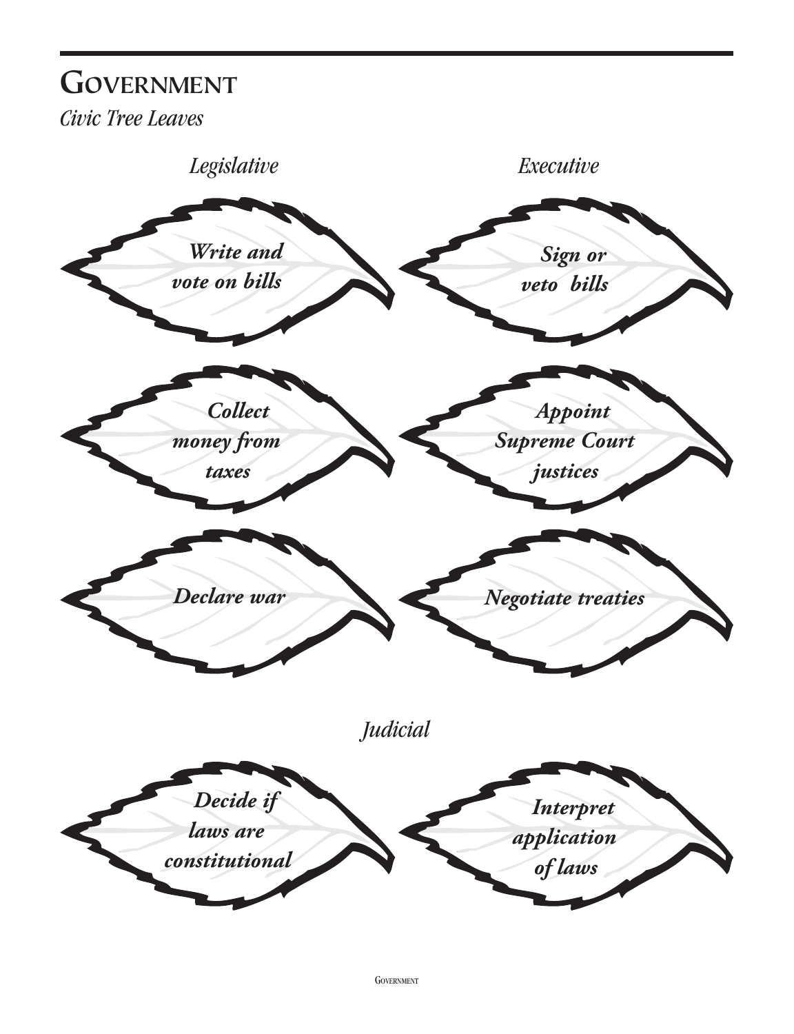# Government

*Civic Tree Leaves*

*Legislative*

- ***Write and vote on bills***
- ***Collect money from taxes***
- ***Declare war***

*Executive*

- ***Sign or veto bills***
- ***Appoint Supreme Court justices***
- ***Negotiate treaties***

*Judicial*

- ***Decide if laws are constitutional***
- ***Interpret application of laws***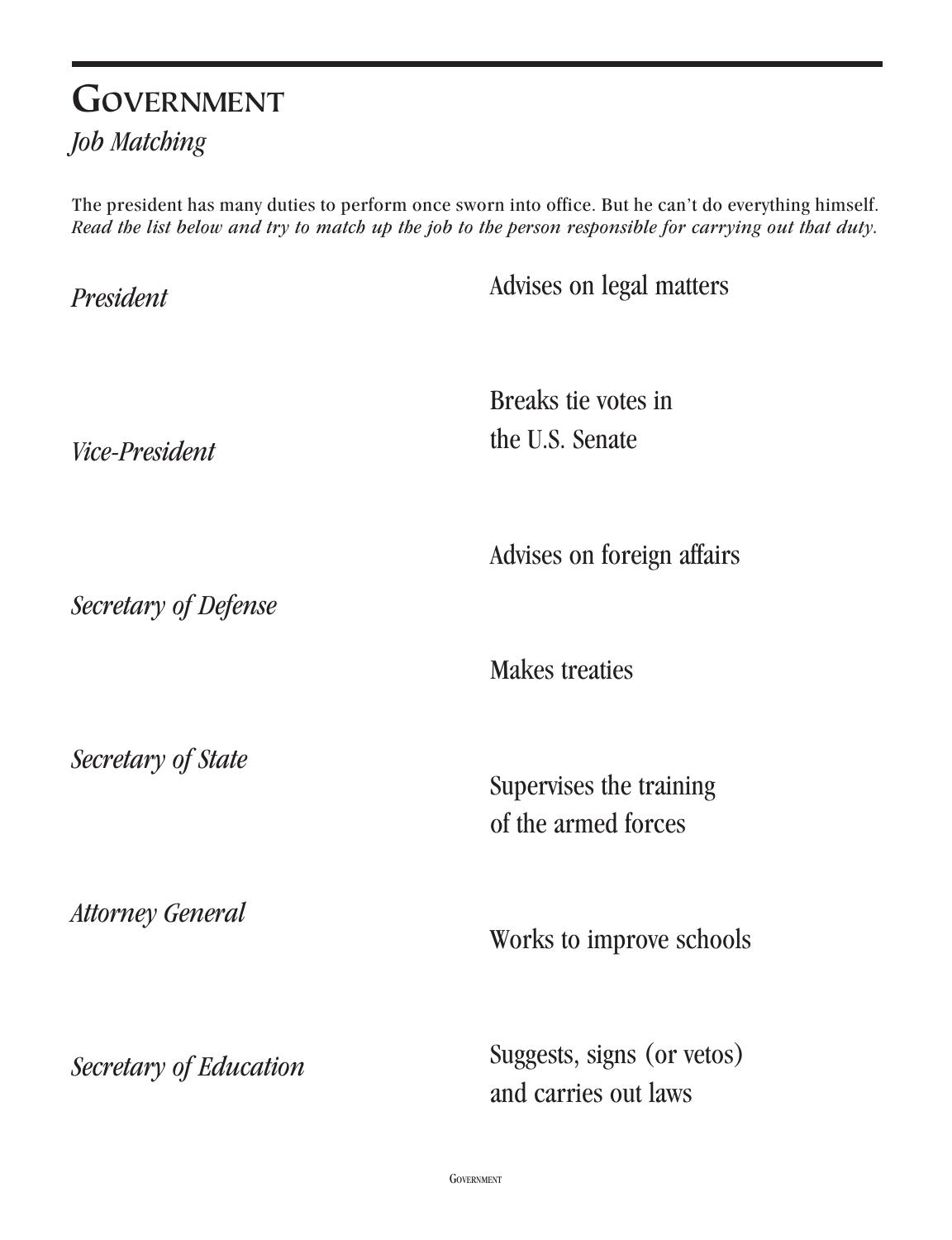# Government

*Job Matching*

The president has many duties to perform once sworn into office. But he can't do everything himself. *Read the list below and try to match up the job to the person responsible for carrying out that duty.*

| | |
|---|---|
| *President* | Advises on legal matters |
| *Vice-President* | Breaks tie votes in the U.S. Senate |
| *Secretary of Defense* | Advises on foreign affairs |
| *Secretary of State* | Makes treaties |
| *Attorney General* | Supervises the training of the armed forces |
| *Secretary of Education* | Works to improve schools |
| | Suggests, signs (or vetos) and carries out laws |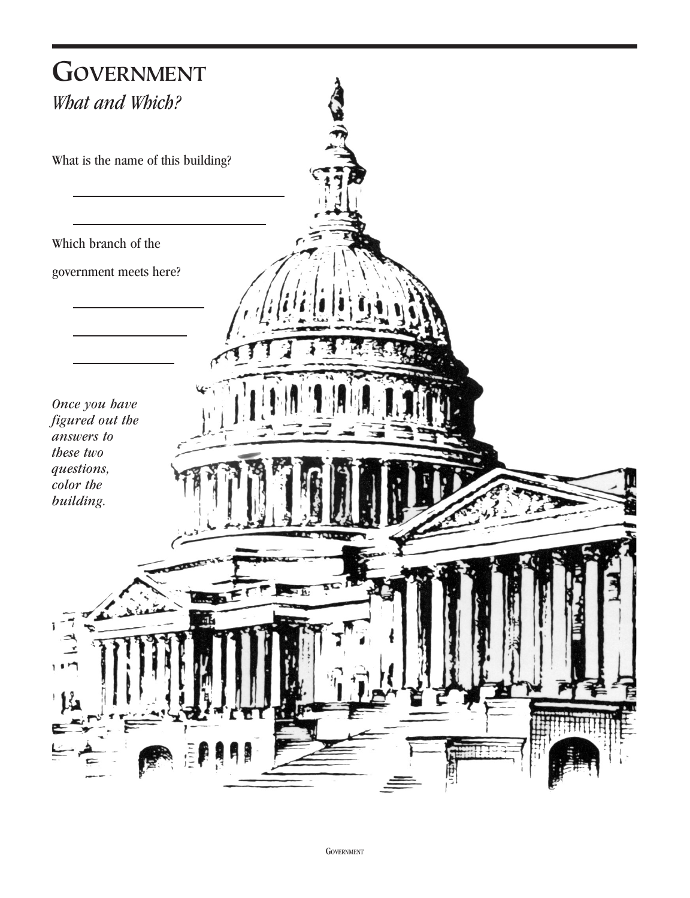# GOVERNMENT

*What and Which?*

What is the name of this building?

\_\_\_\_\_\_\_\_\_\_\_\_\_\_\_\_\_\_\_\_\_\_\_\_\_\_\_\_

\_\_\_\_\_\_\_\_\_\_\_\_\_\_\_\_\_\_\_\_\_\_\_\_\_\_

Which branch of the government meets here?

\_\_\_\_\_\_\_\_\_\_\_\_\_\_\_\_\_\_

\_\_\_\_\_\_\_\_\_\_\_\_\_\_\_\_

\_\_\_\_\_\_\_\_\_\_\_\_\_\_

***Once you have figured out the answers to these two questions, color the building.***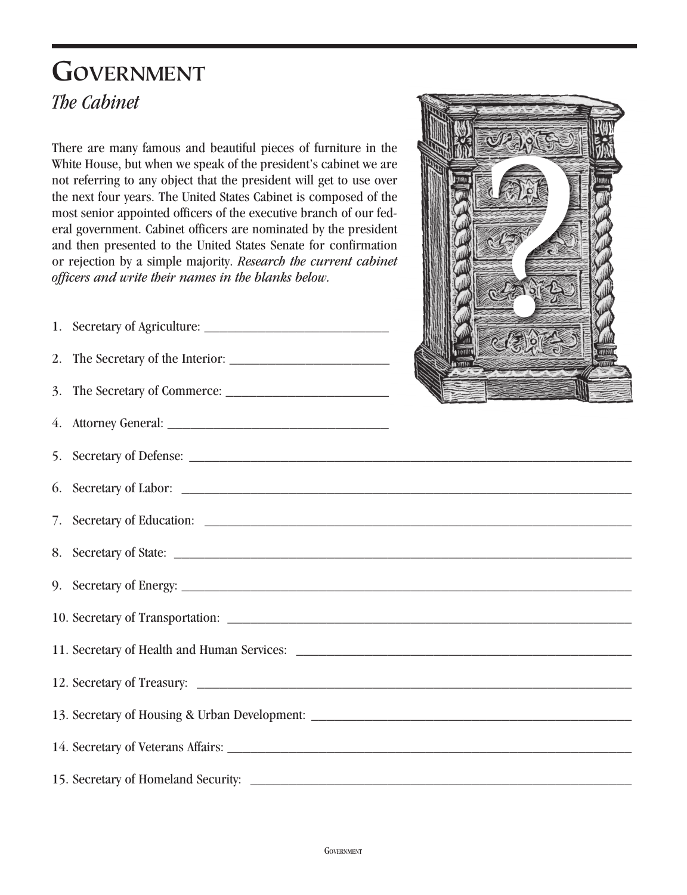# Government

## *The Cabinet*

There are many famous and beautiful pieces of furniture in the White House, but when we speak of the president's cabinet we are not referring to any object that the president will get to use over the next four years. The United States Cabinet is composed of the most senior appointed officers of the executive branch of our federal government. Cabinet officers are nominated by the president and then presented to the United States Senate for confirmation or rejection by a simple majority. *Research the current cabinet officers and write their names in the blanks below.*

1. Secretary of Agriculture: ______________________________
2. The Secretary of the Interior: __________________________
3. The Secretary of Commerce: ___________________________
4. Attorney General: ___________________________________
5. Secretary of Defense: ________________________________________________________________
6. Secretary of Labor: _________________________________________________________________
7. Secretary of Education: ______________________________________________________________
8. Secretary of State: _________________________________________________________________
9. Secretary of Energy: ________________________________________________________________
10. Secretary of Transportation: __________________________________________________________
11. Secretary of Health and Human Services: ______________________________________________
12. Secretary of Treasury: ______________________________________________________________
13. Secretary of Housing & Urban Development: ___________________________________________
14. Secretary of Veterans Affairs: ________________________________________________________
15. Secretary of Homeland Security: ______________________________________________________